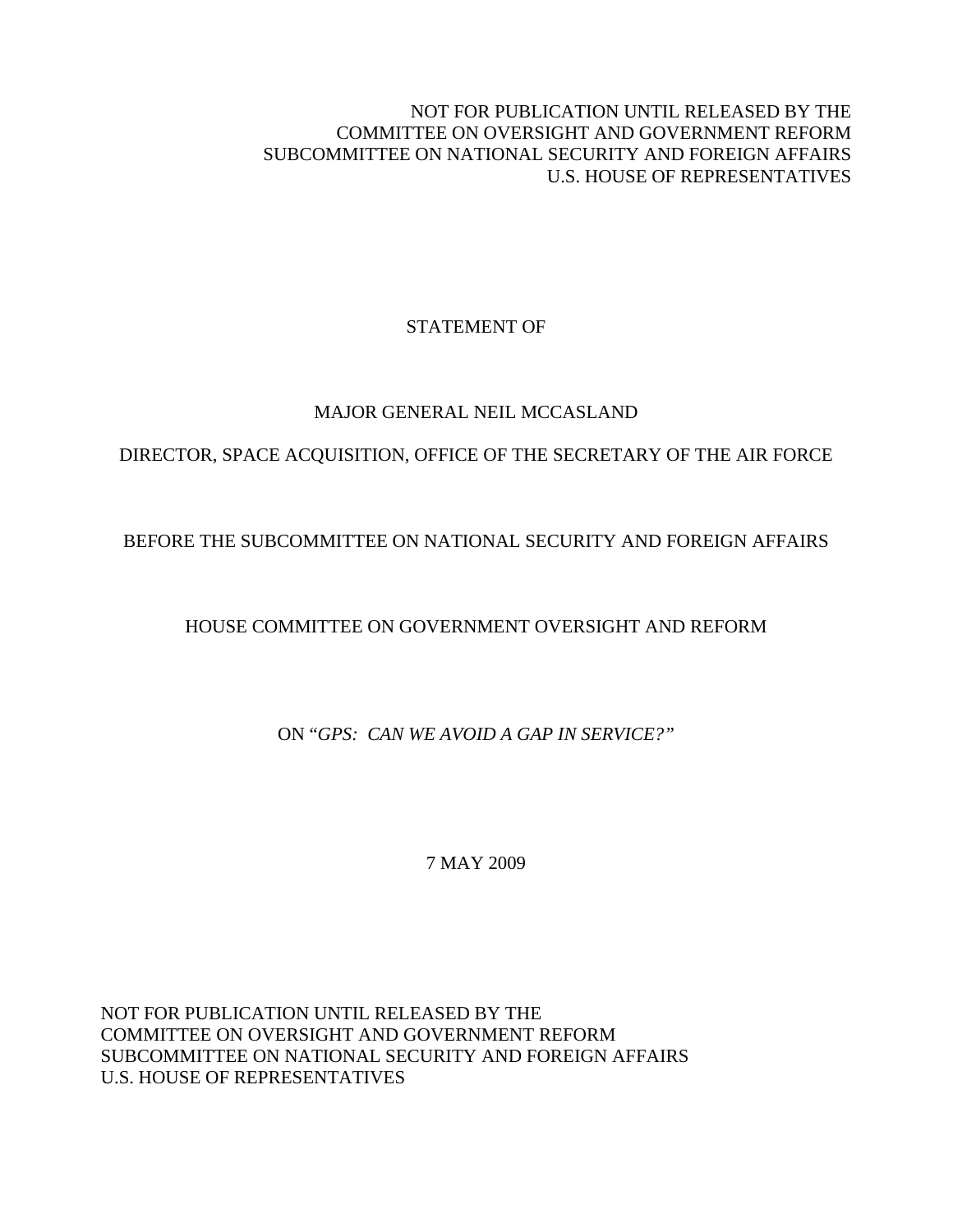NOT FOR PUBLICATION UNTIL RELEASED BY THE
COMMITTEE ON OVERSIGHT AND GOVERNMENT REFORM
SUBCOMMITTEE ON NATIONAL SECURITY AND FOREIGN AFFAIRS
U.S. HOUSE OF REPRESENTATIVES

STATEMENT OF

MAJOR GENERAL NEIL MCCASLAND

DIRECTOR, SPACE ACQUISITION, OFFICE OF THE SECRETARY OF THE AIR FORCE

BEFORE THE SUBCOMMITTEE ON NATIONAL SECURITY AND FOREIGN AFFAIRS

HOUSE COMMITTEE ON GOVERNMENT OVERSIGHT AND REFORM

ON "*GPS: CAN WE AVOID A GAP IN SERVICE?*"

7 MAY 2009

NOT FOR PUBLICATION UNTIL RELEASED BY THE
COMMITTEE ON OVERSIGHT AND GOVERNMENT REFORM
SUBCOMMITTEE ON NATIONAL SECURITY AND FOREIGN AFFAIRS
U.S. HOUSE OF REPRESENTATIVES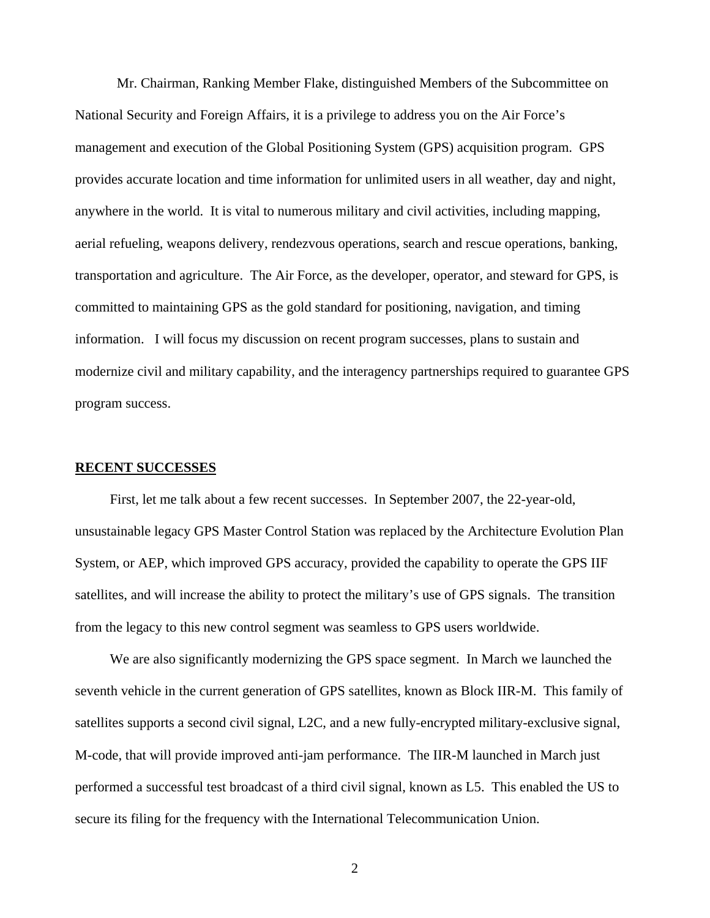Mr. Chairman, Ranking Member Flake, distinguished Members of the Subcommittee on National Security and Foreign Affairs, it is a privilege to address you on the Air Force's management and execution of the Global Positioning System (GPS) acquisition program. GPS provides accurate location and time information for unlimited users in all weather, day and night, anywhere in the world. It is vital to numerous military and civil activities, including mapping, aerial refueling, weapons delivery, rendezvous operations, search and rescue operations, banking, transportation and agriculture. The Air Force, as the developer, operator, and steward for GPS, is committed to maintaining GPS as the gold standard for positioning, navigation, and timing information. I will focus my discussion on recent program successes, plans to sustain and modernize civil and military capability, and the interagency partnerships required to guarantee GPS program success.

## RECENT SUCCESSES

First, let me talk about a few recent successes. In September 2007, the 22-year-old, unsustainable legacy GPS Master Control Station was replaced by the Architecture Evolution Plan System, or AEP, which improved GPS accuracy, provided the capability to operate the GPS IIF satellites, and will increase the ability to protect the military's use of GPS signals. The transition from the legacy to this new control segment was seamless to GPS users worldwide.

We are also significantly modernizing the GPS space segment. In March we launched the seventh vehicle in the current generation of GPS satellites, known as Block IIR-M. This family of satellites supports a second civil signal, L2C, and a new fully-encrypted military-exclusive signal, M-code, that will provide improved anti-jam performance. The IIR-M launched in March just performed a successful test broadcast of a third civil signal, known as L5. This enabled the US to secure its filing for the frequency with the International Telecommunication Union.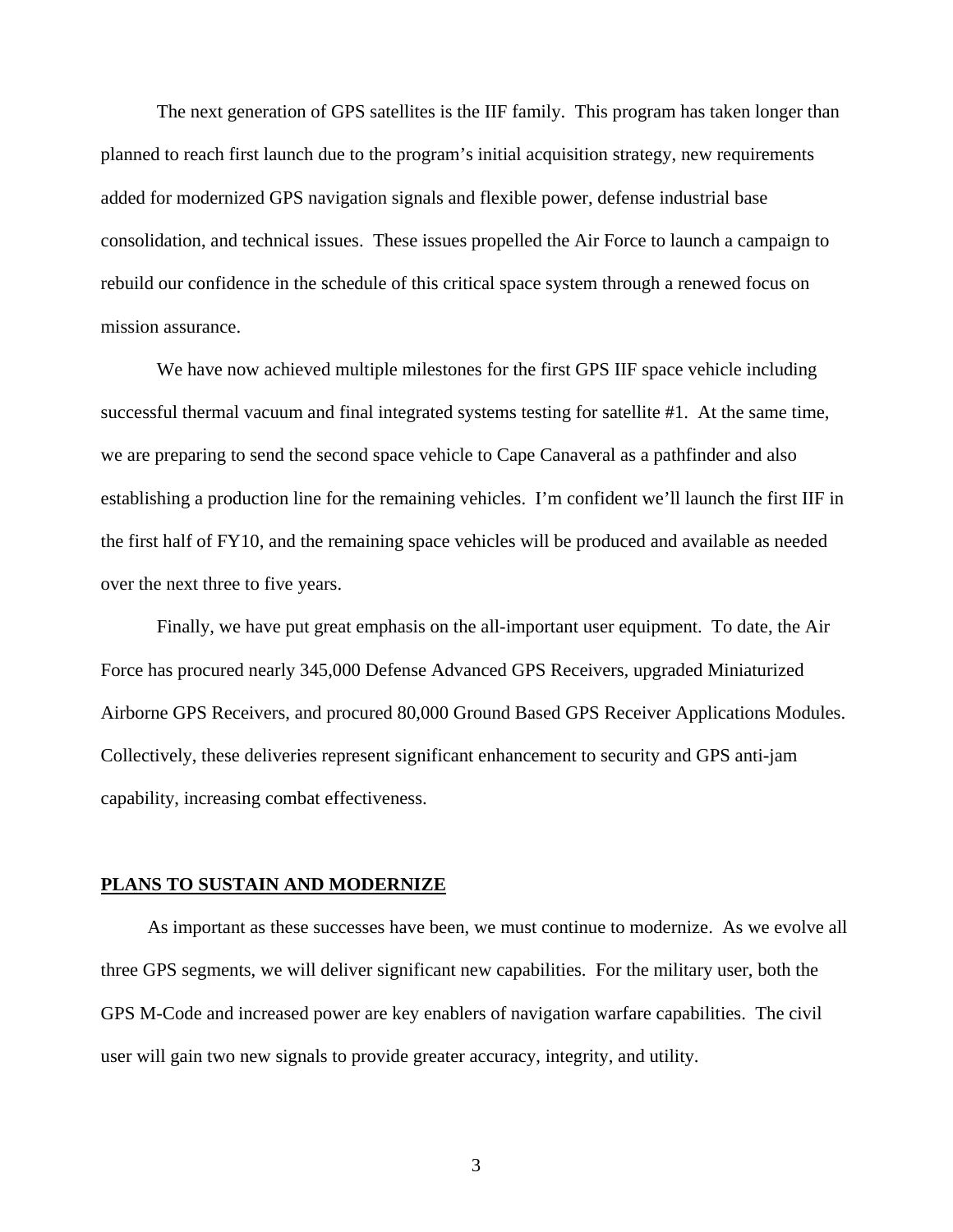The next generation of GPS satellites is the IIF family. This program has taken longer than planned to reach first launch due to the program's initial acquisition strategy, new requirements added for modernized GPS navigation signals and flexible power, defense industrial base consolidation, and technical issues. These issues propelled the Air Force to launch a campaign to rebuild our confidence in the schedule of this critical space system through a renewed focus on mission assurance.

We have now achieved multiple milestones for the first GPS IIF space vehicle including successful thermal vacuum and final integrated systems testing for satellite #1. At the same time, we are preparing to send the second space vehicle to Cape Canaveral as a pathfinder and also establishing a production line for the remaining vehicles. I'm confident we'll launch the first IIF in the first half of FY10, and the remaining space vehicles will be produced and available as needed over the next three to five years.

Finally, we have put great emphasis on the all-important user equipment. To date, the Air Force has procured nearly 345,000 Defense Advanced GPS Receivers, upgraded Miniaturized Airborne GPS Receivers, and procured 80,000 Ground Based GPS Receiver Applications Modules. Collectively, these deliveries represent significant enhancement to security and GPS anti-jam capability, increasing combat effectiveness.

## PLANS TO SUSTAIN AND MODERNIZE

As important as these successes have been, we must continue to modernize. As we evolve all three GPS segments, we will deliver significant new capabilities. For the military user, both the GPS M-Code and increased power are key enablers of navigation warfare capabilities. The civil user will gain two new signals to provide greater accuracy, integrity, and utility.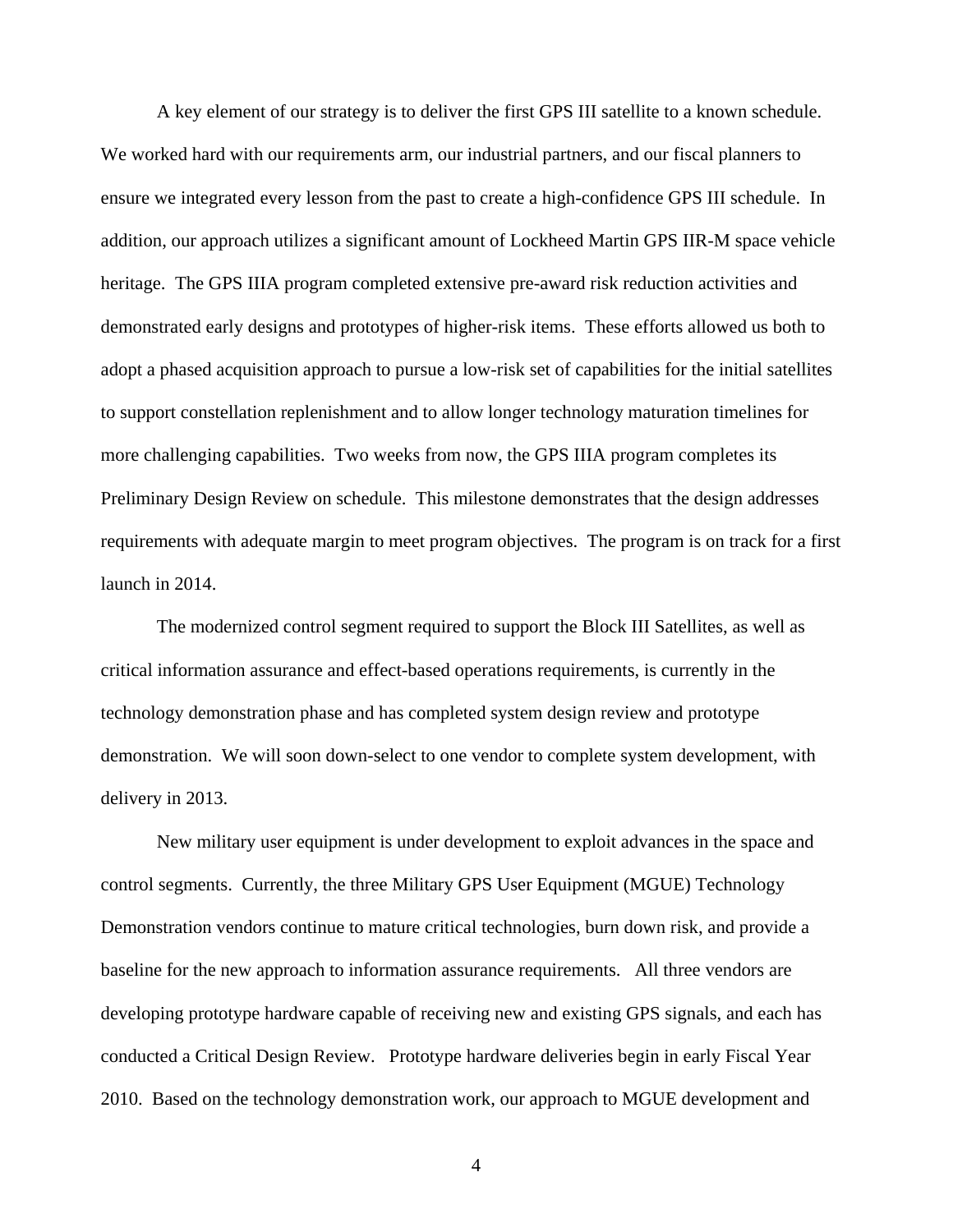A key element of our strategy is to deliver the first GPS III satellite to a known schedule. We worked hard with our requirements arm, our industrial partners, and our fiscal planners to ensure we integrated every lesson from the past to create a high-confidence GPS III schedule. In addition, our approach utilizes a significant amount of Lockheed Martin GPS IIR-M space vehicle heritage. The GPS IIIA program completed extensive pre-award risk reduction activities and demonstrated early designs and prototypes of higher-risk items. These efforts allowed us both to adopt a phased acquisition approach to pursue a low-risk set of capabilities for the initial satellites to support constellation replenishment and to allow longer technology maturation timelines for more challenging capabilities. Two weeks from now, the GPS IIIA program completes its Preliminary Design Review on schedule. This milestone demonstrates that the design addresses requirements with adequate margin to meet program objectives. The program is on track for a first launch in 2014.

The modernized control segment required to support the Block III Satellites, as well as critical information assurance and effect-based operations requirements, is currently in the technology demonstration phase and has completed system design review and prototype demonstration. We will soon down-select to one vendor to complete system development, with delivery in 2013.

New military user equipment is under development to exploit advances in the space and control segments. Currently, the three Military GPS User Equipment (MGUE) Technology Demonstration vendors continue to mature critical technologies, burn down risk, and provide a baseline for the new approach to information assurance requirements. All three vendors are developing prototype hardware capable of receiving new and existing GPS signals, and each has conducted a Critical Design Review. Prototype hardware deliveries begin in early Fiscal Year 2010. Based on the technology demonstration work, our approach to MGUE development and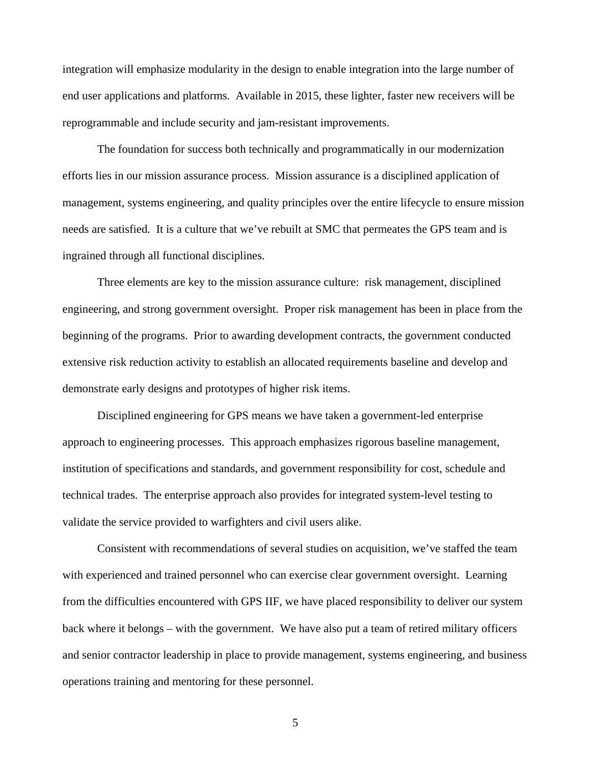integration will emphasize modularity in the design to enable integration into the large number of end user applications and platforms. Available in 2015, these lighter, faster new receivers will be reprogrammable and include security and jam-resistant improvements.

The foundation for success both technically and programmatically in our modernization efforts lies in our mission assurance process. Mission assurance is a disciplined application of management, systems engineering, and quality principles over the entire lifecycle to ensure mission needs are satisfied. It is a culture that we've rebuilt at SMC that permeates the GPS team and is ingrained through all functional disciplines.

Three elements are key to the mission assurance culture: risk management, disciplined engineering, and strong government oversight. Proper risk management has been in place from the beginning of the programs. Prior to awarding development contracts, the government conducted extensive risk reduction activity to establish an allocated requirements baseline and develop and demonstrate early designs and prototypes of higher risk items.

Disciplined engineering for GPS means we have taken a government-led enterprise approach to engineering processes. This approach emphasizes rigorous baseline management, institution of specifications and standards, and government responsibility for cost, schedule and technical trades. The enterprise approach also provides for integrated system-level testing to validate the service provided to warfighters and civil users alike.

Consistent with recommendations of several studies on acquisition, we've staffed the team with experienced and trained personnel who can exercise clear government oversight. Learning from the difficulties encountered with GPS IIF, we have placed responsibility to deliver our system back where it belongs – with the government. We have also put a team of retired military officers and senior contractor leadership in place to provide management, systems engineering, and business operations training and mentoring for these personnel.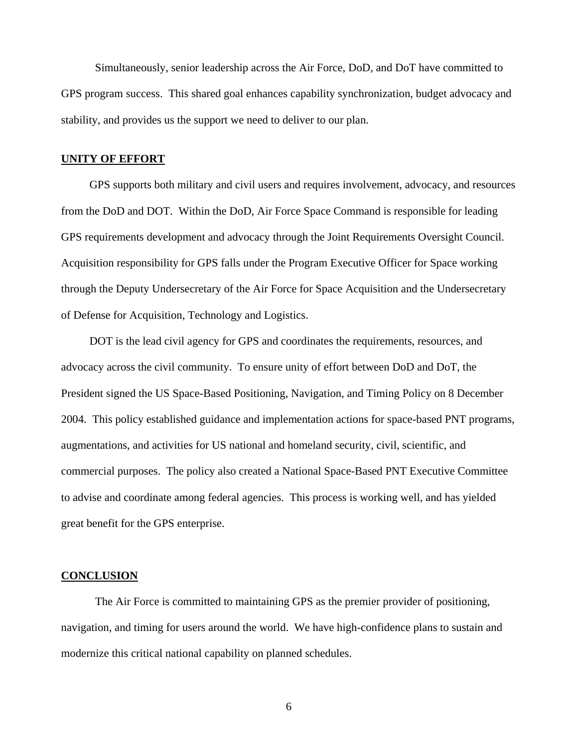Simultaneously, senior leadership across the Air Force, DoD, and DoT have committed to GPS program success. This shared goal enhances capability synchronization, budget advocacy and stability, and provides us the support we need to deliver to our plan.

## UNITY OF EFFORT

GPS supports both military and civil users and requires involvement, advocacy, and resources from the DoD and DOT. Within the DoD, Air Force Space Command is responsible for leading GPS requirements development and advocacy through the Joint Requirements Oversight Council. Acquisition responsibility for GPS falls under the Program Executive Officer for Space working through the Deputy Undersecretary of the Air Force for Space Acquisition and the Undersecretary of Defense for Acquisition, Technology and Logistics.

DOT is the lead civil agency for GPS and coordinates the requirements, resources, and advocacy across the civil community. To ensure unity of effort between DoD and DoT, the President signed the US Space-Based Positioning, Navigation, and Timing Policy on 8 December 2004. This policy established guidance and implementation actions for space-based PNT programs, augmentations, and activities for US national and homeland security, civil, scientific, and commercial purposes. The policy also created a National Space-Based PNT Executive Committee to advise and coordinate among federal agencies. This process is working well, and has yielded great benefit for the GPS enterprise.

## CONCLUSION

The Air Force is committed to maintaining GPS as the premier provider of positioning, navigation, and timing for users around the world. We have high-confidence plans to sustain and modernize this critical national capability on planned schedules.